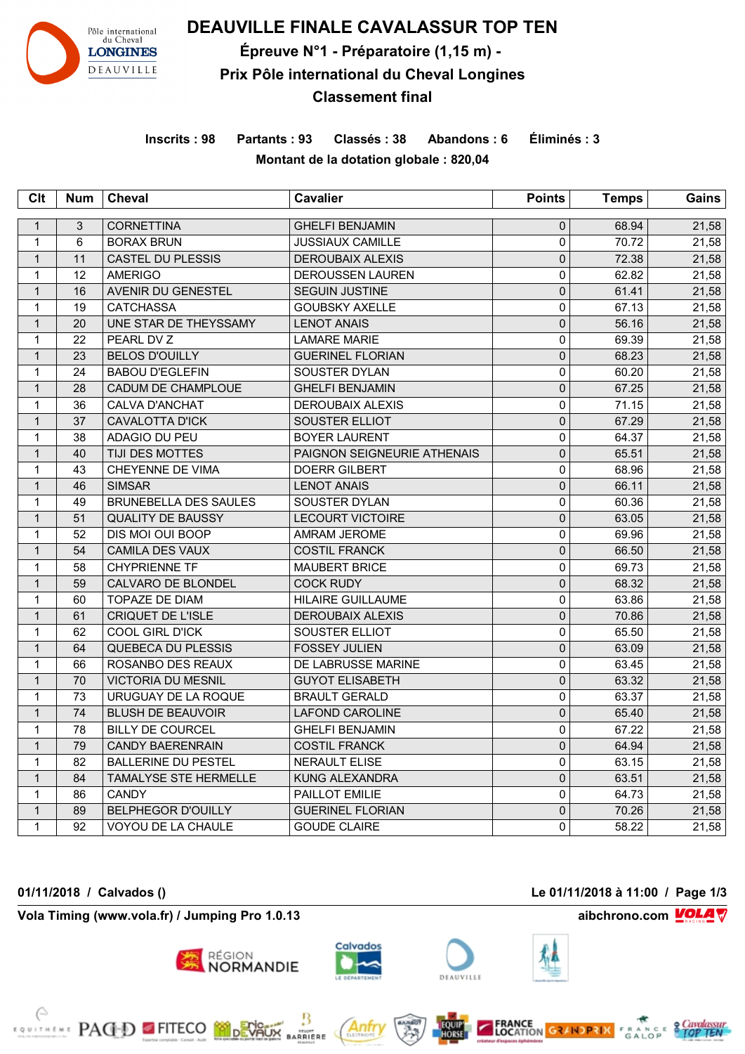# DEAUVILLE FINALE CAVALASSUR TOP TEN

## Épreuve N°1 - Préparatoire (1,15 m) -

## Prix Pôle international du Cheval Longines

## Classement final

**Inscrits : 98 Partants : 93 Classés : 38 Abandons : 6 Éliminés : 3**

**Montant de la dotation globale : 820,04**

| Clt | Num | Cheval | Cavalier | Points | Temps | Gains |
|---|---|---|---|---|---|---|
| 1 | 3 | CORNETTINA | GHELFI BENJAMIN | 0 | 68.94 | 21,58 |
| 1 | 6 | BORAX BRUN | JUSSIAUX CAMILLE | 0 | 70.72 | 21,58 |
| 1 | 11 | CASTEL DU PLESSIS | DEROUBAIX ALEXIS | 0 | 72.38 | 21,58 |
| 1 | 12 | AMERIGO | DEROUSSEN LAUREN | 0 | 62.82 | 21,58 |
| 1 | 16 | AVENIR DU GENESTEL | SEGUIN JUSTINE | 0 | 61.41 | 21,58 |
| 1 | 19 | CATCHASSA | GOUBSKY AXELLE | 0 | 67.13 | 21,58 |
| 1 | 20 | UNE STAR DE THEYSSAMY | LENOT ANAIS | 0 | 56.16 | 21,58 |
| 1 | 22 | PEARL DV Z | LAMARE MARIE | 0 | 69.39 | 21,58 |
| 1 | 23 | BELOS D'OUILLY | GUERINEL FLORIAN | 0 | 68.23 | 21,58 |
| 1 | 24 | BABOU D'EGLEFIN | SOUSTER DYLAN | 0 | 60.20 | 21,58 |
| 1 | 28 | CADUM DE CHAMPLOUE | GHELFI BENJAMIN | 0 | 67.25 | 21,58 |
| 1 | 36 | CALVA D'ANCHAT | DEROUBAIX ALEXIS | 0 | 71.15 | 21,58 |
| 1 | 37 | CAVALOTTA D'ICK | SOUSTER ELLIOT | 0 | 67.29 | 21,58 |
| 1 | 38 | ADAGIO DU PEU | BOYER LAURENT | 0 | 64.37 | 21,58 |
| 1 | 40 | TIJI DES MOTTES | PAIGNON SEIGNEURIE ATHENAIS | 0 | 65.51 | 21,58 |
| 1 | 43 | CHEYENNE DE VIMA | DOERR GILBERT | 0 | 68.96 | 21,58 |
| 1 | 46 | SIMSAR | LENOT ANAIS | 0 | 66.11 | 21,58 |
| 1 | 49 | BRUNEBELLA DES SAULES | SOUSTER DYLAN | 0 | 60.36 | 21,58 |
| 1 | 51 | QUALITY DE BAUSSY | LECOURT VICTOIRE | 0 | 63.05 | 21,58 |
| 1 | 52 | DIS MOI OUI BOOP | AMRAM JEROME | 0 | 69.96 | 21,58 |
| 1 | 54 | CAMILA DES VAUX | COSTIL FRANCK | 0 | 66.50 | 21,58 |
| 1 | 58 | CHYPRIENNE TF | MAUBERT BRICE | 0 | 69.73 | 21,58 |
| 1 | 59 | CALVARO DE BLONDEL | COCK RUDY | 0 | 68.32 | 21,58 |
| 1 | 60 | TOPAZE DE DIAM | HILAIRE GUILLAUME | 0 | 63.86 | 21,58 |
| 1 | 61 | CRIQUET DE L'ISLE | DEROUBAIX ALEXIS | 0 | 70.86 | 21,58 |
| 1 | 62 | COOL GIRL D'ICK | SOUSTER ELLIOT | 0 | 65.50 | 21,58 |
| 1 | 64 | QUEBECA DU PLESSIS | FOSSEY JULIEN | 0 | 63.09 | 21,58 |
| 1 | 66 | ROSANBO DES REAUX | DE LABRUSSE MARINE | 0 | 63.45 | 21,58 |
| 1 | 70 | VICTORIA DU MESNIL | GUYOT ELISABETH | 0 | 63.32 | 21,58 |
| 1 | 73 | URUGUAY DE LA ROQUE | BRAULT GERALD | 0 | 63.37 | 21,58 |
| 1 | 74 | BLUSH DE BEAUVOIR | LAFOND CAROLINE | 0 | 65.40 | 21,58 |
| 1 | 78 | BILLY DE COURCEL | GHELFI BENJAMIN | 0 | 67.22 | 21,58 |
| 1 | 79 | CANDY BAERENRAIN | COSTIL FRANCK | 0 | 64.94 | 21,58 |
| 1 | 82 | BALLERINE DU PESTEL | NERAULT ELISE | 0 | 63.15 | 21,58 |
| 1 | 84 | TAMALYSE STE HERMELLE | KUNG ALEXANDRA | 0 | 63.51 | 21,58 |
| 1 | 86 | CANDY | PAILLOT EMILIE | 0 | 64.73 | 21,58 |
| 1 | 89 | BELPHEGOR D'OUILLY | GUERINEL FLORIAN | 0 | 70.26 | 21,58 |
| 1 | 92 | VOYOU DE LA CHAULE | GOUDE CLAIRE | 0 | 58.22 | 21,58 |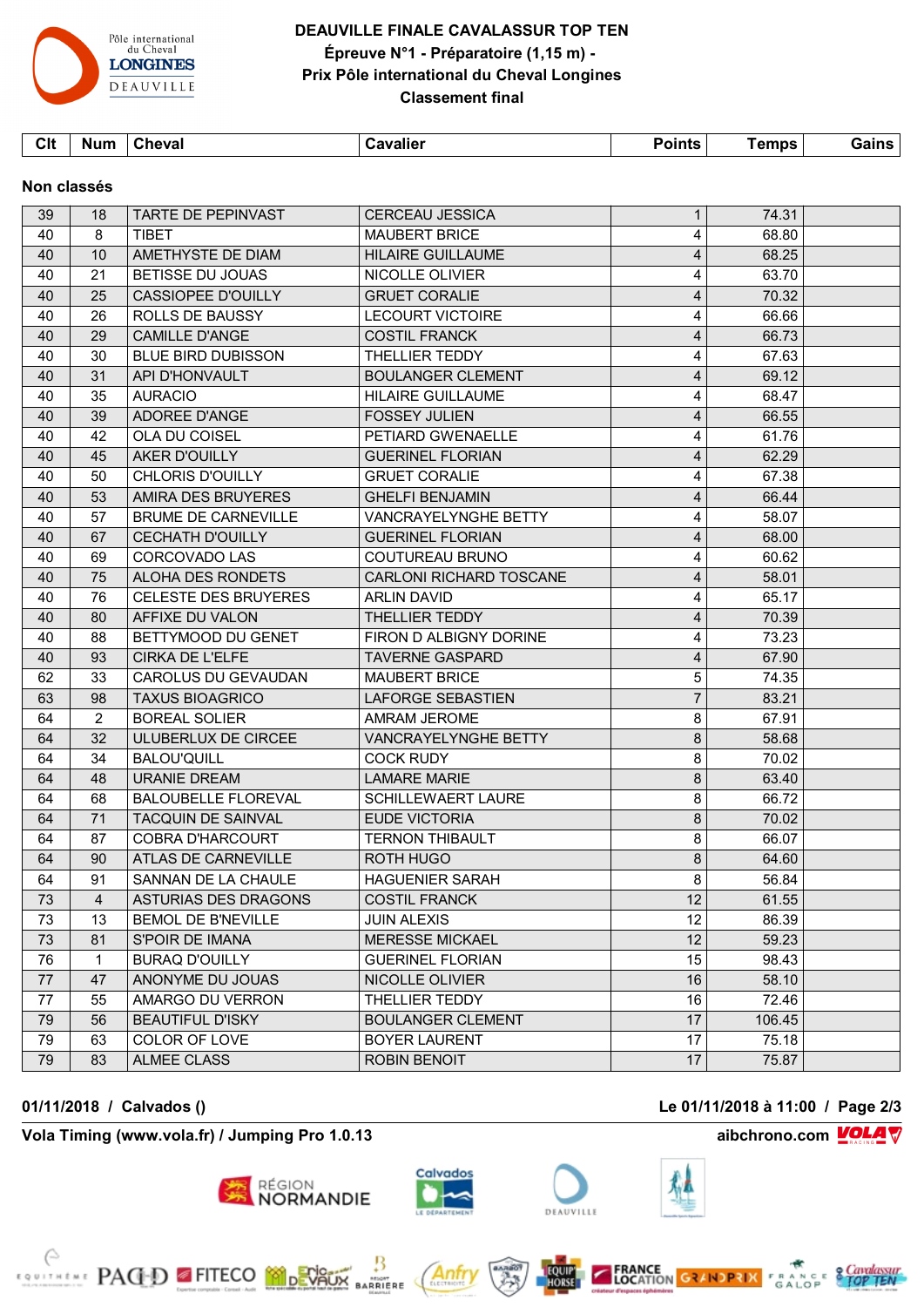# DEAUVILLE FINALE CAVALASSUR TOP TEN

## Épreuve N°1 - Préparatoire (1,15 m) -

## Prix Pôle international du Cheval Longines

## Classement final

### Non classés

| Clt | Num | Cheval | Cavalier | Points | Temps | Gains |
|---|---|---|---|---|---|---|
| 39 | 18 | TARTE DE PEPINVAST | CERCEAU JESSICA | 1 | 74.31 | |
| 40 | 8 | TIBET | MAUBERT BRICE | 4 | 68.80 | |
| 40 | 10 | AMETHYSTE DE DIAM | HILAIRE GUILLAUME | 4 | 68.25 | |
| 40 | 21 | BETISSE DU JOUAS | NICOLLE OLIVIER | 4 | 63.70 | |
| 40 | 25 | CASSIOPEE D'OUILLY | GRUET CORALIE | 4 | 70.32 | |
| 40 | 26 | ROLLS DE BAUSSY | LECOURT VICTOIRE | 4 | 66.66 | |
| 40 | 29 | CAMILLE D'ANGE | COSTIL FRANCK | 4 | 66.73 | |
| 40 | 30 | BLUE BIRD DUBISSON | THELLIER TEDDY | 4 | 67.63 | |
| 40 | 31 | API D'HONVAULT | BOULANGER CLEMENT | 4 | 69.12 | |
| 40 | 35 | AURACIO | HILAIRE GUILLAUME | 4 | 68.47 | |
| 40 | 39 | ADOREE D'ANGE | FOSSEY JULIEN | 4 | 66.55 | |
| 40 | 42 | OLA DU COISEL | PETIARD GWENAELLE | 4 | 61.76 | |
| 40 | 45 | AKER D'OUILLY | GUERINEL FLORIAN | 4 | 62.29 | |
| 40 | 50 | CHLORIS D'OUILLY | GRUET CORALIE | 4 | 67.38 | |
| 40 | 53 | AMIRA DES BRUYERES | GHELFI BENJAMIN | 4 | 66.44 | |
| 40 | 57 | BRUME DE CARNEVILLE | VANCRAYELYNGHE BETTY | 4 | 58.07 | |
| 40 | 67 | CECHATH D'OUILLY | GUERINEL FLORIAN | 4 | 68.00 | |
| 40 | 69 | CORCOVADO LAS | COUTUREAU BRUNO | 4 | 60.62 | |
| 40 | 75 | ALOHA DES RONDETS | CARLONI RICHARD TOSCANE | 4 | 58.01 | |
| 40 | 76 | CELESTE DES BRUYERES | ARLIN DAVID | 4 | 65.17 | |
| 40 | 80 | AFFIXE DU VALON | THELLIER TEDDY | 4 | 70.39 | |
| 40 | 88 | BETTYMOOD DU GENET | FIRON D ALBIGNY DORINE | 4 | 73.23 | |
| 40 | 93 | CIRKA DE L'ELFE | TAVERNE GASPARD | 4 | 67.90 | |
| 62 | 33 | CAROLUS DU GEVAUDAN | MAUBERT BRICE | 5 | 74.35 | |
| 63 | 98 | TAXUS BIOAGRICO | LAFORGE SEBASTIEN | 7 | 83.21 | |
| 64 | 2 | BOREAL SOLIER | AMRAM JEROME | 8 | 67.91 | |
| 64 | 32 | ULUBERLUX DE CIRCEE | VANCRAYELYNGHE BETTY | 8 | 58.68 | |
| 64 | 34 | BALOU'QUILL | COCK RUDY | 8 | 70.02 | |
| 64 | 48 | URANIE DREAM | LAMARE MARIE | 8 | 63.40 | |
| 64 | 68 | BALOUBELLE FLOREVAL | SCHILLEWAERT LAURE | 8 | 66.72 | |
| 64 | 71 | TACQUIN DE SAINVAL | EUDE VICTORIA | 8 | 70.02 | |
| 64 | 87 | COBRA D'HARCOURT | TERNON THIBAULT | 8 | 66.07 | |
| 64 | 90 | ATLAS DE CARNEVILLE | ROTH HUGO | 8 | 64.60 | |
| 64 | 91 | SANNAN DE LA CHAULE | HAGUENIER SARAH | 8 | 56.84 | |
| 73 | 4 | ASTURIAS DES DRAGONS | COSTIL FRANCK | 12 | 61.55 | |
| 73 | 13 | BEMOL DE B'NEVILLE | JUIN ALEXIS | 12 | 86.39 | |
| 73 | 81 | S'POIR DE IMANA | MERESSE MICKAEL | 12 | 59.23 | |
| 76 | 1 | BURAQ D'OUILLY | GUERINEL FLORIAN | 15 | 98.43 | |
| 77 | 47 | ANONYME DU JOUAS | NICOLLE OLIVIER | 16 | 58.10 | |
| 77 | 55 | AMARGO DU VERRON | THELLIER TEDDY | 16 | 72.46 | |
| 79 | 56 | BEAUTIFUL D'ISKY | BOULANGER CLEMENT | 17 | 106.45 | |
| 79 | 63 | COLOR OF LOVE | BOYER LAURENT | 17 | 75.18 | |
| 79 | 83 | ALMEE CLASS | ROBIN BENOIT | 17 | 75.87 | |

01/11/2018 / Calvados () — Le 01/11/2018 à 11:00

Vola Timing (www.vola.fr) / Jumping Pro 1.0.13 — aibchrono.com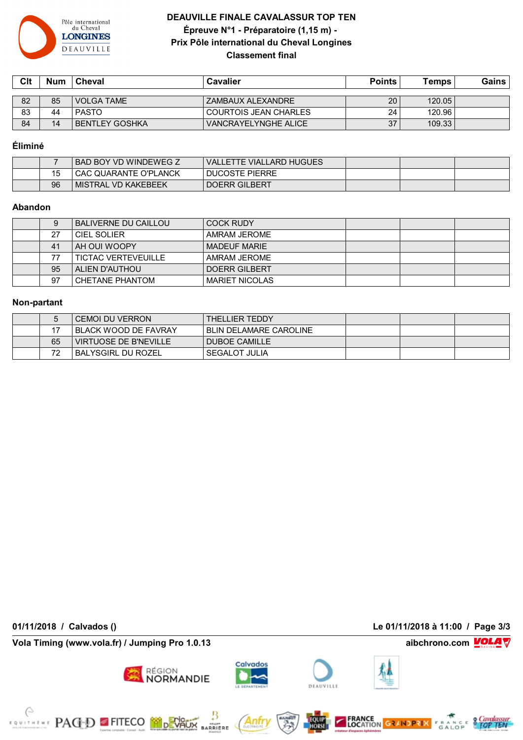# DEAUVILLE FINALE CAVALASSUR TOP TEN

## Épreuve N°1 - Préparatoire (1,15 m) -
## Prix Pôle international du Cheval Longines
## Classement final

| Clt | Num | Cheval | Cavalier | Points | Temps | Gains |
|---|---|---|---|---|---|---|
| 82 | 85 | VOLGA TAME | ZAMBAUX ALEXANDRE | 20 | 120.05 | |
| 83 | 44 | PASTO | COURTOIS JEAN CHARLES | 24 | 120.96 | |
| 84 | 14 | BENTLEY GOSHKA | VANCRAYELYNGHE ALICE | 37 | 109.33 | |

### Éliminé

| | | | | | | |
|---|---|---|---|---|---|---|
| | 7 | BAD BOY VD WINDEWEG Z | VALLETTE VIALLARD HUGUES | | | |
| | 15 | CAC QUARANTE O'PLANCK | DUCOSTE PIERRE | | | |
| | 96 | MISTRAL VD KAKEBEEK | DOERR GILBERT | | | |

### Abandon

| | | | | | | |
|---|---|---|---|---|---|---|
| | 9 | BALIVERNE DU CAILLOU | COCK RUDY | | | |
| | 27 | CIEL SOLIER | AMRAM JEROME | | | |
| | 41 | AH OUI WOOPY | MADEUF MARIE | | | |
| | 77 | TICTAC VERTEVEUILLE | AMRAM JEROME | | | |
| | 95 | ALIEN D'AUTHOU | DOERR GILBERT | | | |
| | 97 | CHETANE PHANTOM | MARIET NICOLAS | | | |

### Non-partant

| | | | | | | |
|---|---|---|---|---|---|---|
| | 5 | CEMOI DU VERRON | THELLIER TEDDY | | | |
| | 17 | BLACK WOOD DE FAVRAY | BLIN DELAMARE CAROLINE | | | |
| | 65 | VIRTUOSE DE B'NEVILLE | DUBOE CAMILLE | | | |
| | 72 | BALYSGIRL DU ROZEL | SEGALOT JULIA | | | |

01/11/2018 / Calvados () Le 01/11/2018 à 11:00

Vola Timing (www.vola.fr) / Jumping Pro 1.0.13 aibchrono.com